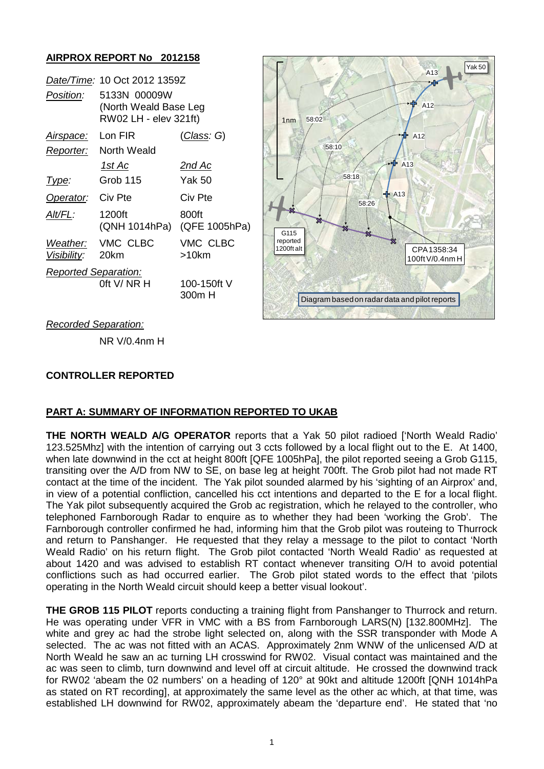## AIRPROX REPORT No 2012158

| | | |
|---|---|---|
| *Date/Time:* | 10 Oct 2012 1359Z | |
| *Position:* | 5133N 00009W (North Weald Base Leg RW02 LH - elev 321ft) | |
| *Airspace:* | Lon FIR | (*Class*: G) |
| *Reporter:* | North Weald | |
| | *1st Ac* | *2nd Ac* |
| *Type:* | Grob 115 | Yak 50 |
| *Operator:* | Civ Pte | Civ Pte |
| *Alt/FL:* | 1200ft (QNH 1014hPa) | 800ft (QFE 1005hPa) |
| *Weather:* | VMC CLBC | VMC CLBC |
| *Visibility:* | 20km | >10km |
| *Reported Separation:* | 0ft V/ NR H | 100-150ft V 300m H |
| *Recorded Separation:* | NR V/0.4nm H | |

Diagram based on radar data and pilot reports

## CONTROLLER REPORTED

## PART A: SUMMARY OF INFORMATION REPORTED TO UKAB

**THE NORTH WEALD A/G OPERATOR** reports that a Yak 50 pilot radioed ['North Weald Radio' 123.525Mhz] with the intention of carrying out 3 ccts followed by a local flight out to the E. At 1400, when late downwind in the cct at height 800ft [QFE 1005hPa], the pilot reported seeing a Grob G115, transiting over the A/D from NW to SE, on base leg at height 700ft. The Grob pilot had not made RT contact at the time of the incident. The Yak pilot sounded alarmed by his 'sighting of an Airprox' and, in view of a potential confliction, cancelled his cct intentions and departed to the E for a local flight. The Yak pilot subsequently acquired the Grob ac registration, which he relayed to the controller, who telephoned Farnborough Radar to enquire as to whether they had been 'working the Grob'. The Farnborough controller confirmed he had, informing him that the Grob pilot was routeing to Thurrock and return to Panshanger. He requested that they relay a message to the pilot to contact 'North Weald Radio' on his return flight. The Grob pilot contacted 'North Weald Radio' as requested at about 1420 and was advised to establish RT contact whenever transiting O/H to avoid potential conflictions such as had occurred earlier. The Grob pilot stated words to the effect that 'pilots operating in the North Weald circuit should keep a better visual lookout'.

**THE GROB 115 PILOT** reports conducting a training flight from Panshanger to Thurrock and return. He was operating under VFR in VMC with a BS from Farnborough LARS(N) [132.800MHz]. The white and grey ac had the strobe light selected on, along with the SSR transponder with Mode A selected. The ac was not fitted with an ACAS. Approximately 2nm WNW of the unlicensed A/D at North Weald he saw an ac turning LH crosswind for RW02. Visual contact was maintained and the ac was seen to climb, turn downwind and level off at circuit altitude. He crossed the downwind track for RW02 'abeam the 02 numbers' on a heading of 120° at 90kt and altitude 1200ft [QNH 1014hPa as stated on RT recording], at approximately the same level as the other ac which, at that time, was established LH downwind for RW02, approximately abeam the 'departure end'. He stated that 'no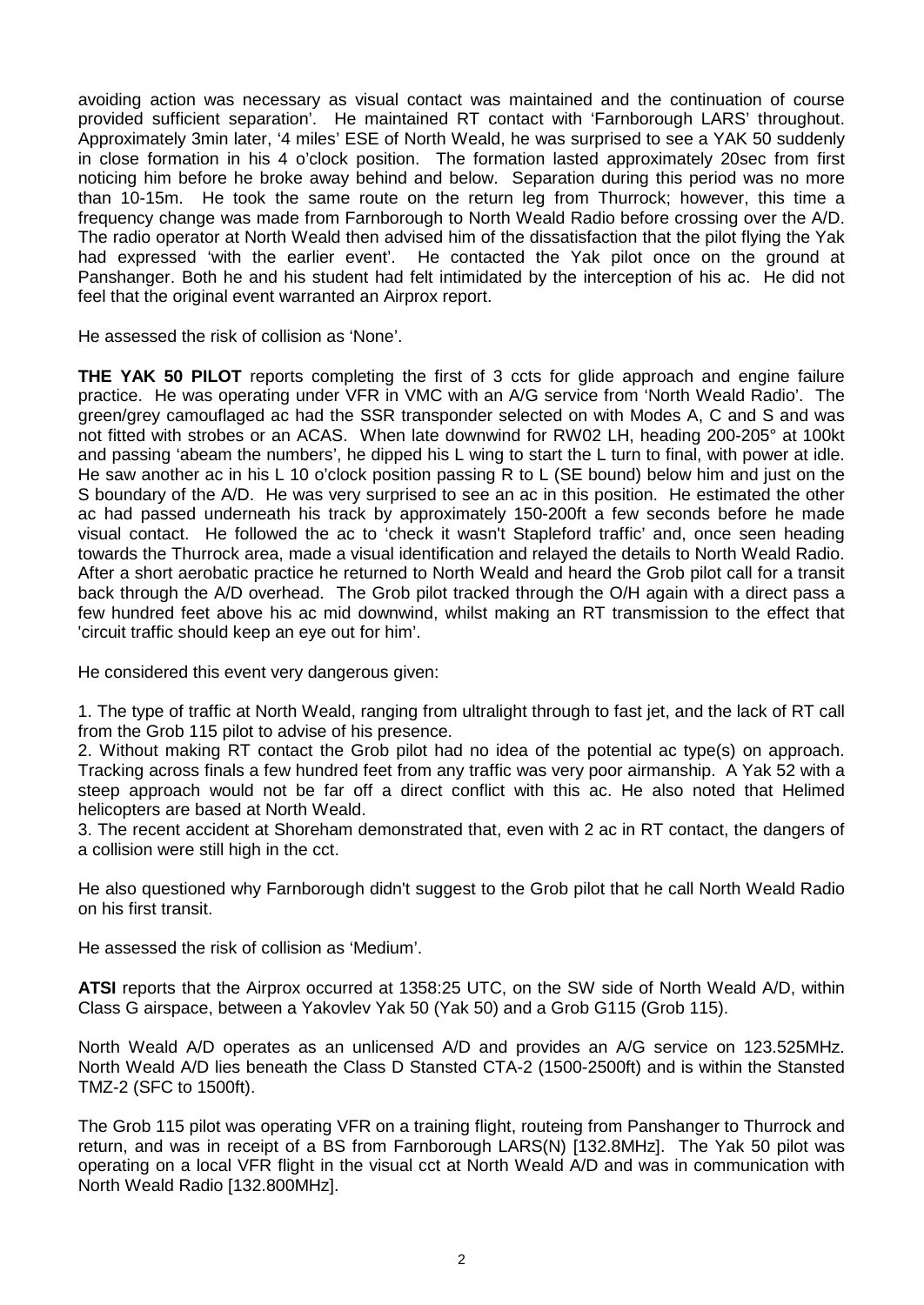avoiding action was necessary as visual contact was maintained and the continuation of course provided sufficient separation'. He maintained RT contact with 'Farnborough LARS' throughout. Approximately 3min later, '4 miles' ESE of North Weald, he was surprised to see a YAK 50 suddenly in close formation in his 4 o'clock position. The formation lasted approximately 20sec from first noticing him before he broke away behind and below. Separation during this period was no more than 10-15m. He took the same route on the return leg from Thurrock; however, this time a frequency change was made from Farnborough to North Weald Radio before crossing over the A/D. The radio operator at North Weald then advised him of the dissatisfaction that the pilot flying the Yak had expressed 'with the earlier event'. He contacted the Yak pilot once on the ground at Panshanger. Both he and his student had felt intimidated by the interception of his ac. He did not feel that the original event warranted an Airprox report.

He assessed the risk of collision as 'None'.

**THE YAK 50 PILOT** reports completing the first of 3 ccts for glide approach and engine failure practice. He was operating under VFR in VMC with an A/G service from 'North Weald Radio'. The green/grey camouflaged ac had the SSR transponder selected on with Modes A, C and S and was not fitted with strobes or an ACAS. When late downwind for RW02 LH, heading 200-205° at 100kt and passing 'abeam the numbers', he dipped his L wing to start the L turn to final, with power at idle. He saw another ac in his L 10 o'clock position passing R to L (SE bound) below him and just on the S boundary of the A/D. He was very surprised to see an ac in this position. He estimated the other ac had passed underneath his track by approximately 150-200ft a few seconds before he made visual contact. He followed the ac to 'check it wasn't Stapleford traffic' and, once seen heading towards the Thurrock area, made a visual identification and relayed the details to North Weald Radio. After a short aerobatic practice he returned to North Weald and heard the Grob pilot call for a transit back through the A/D overhead. The Grob pilot tracked through the O/H again with a direct pass a few hundred feet above his ac mid downwind, whilst making an RT transmission to the effect that 'circuit traffic should keep an eye out for him'.

He considered this event very dangerous given:

1. The type of traffic at North Weald, ranging from ultralight through to fast jet, and the lack of RT call from the Grob 115 pilot to advise of his presence.
2. Without making RT contact the Grob pilot had no idea of the potential ac type(s) on approach. Tracking across finals a few hundred feet from any traffic was very poor airmanship. A Yak 52 with a steep approach would not be far off a direct conflict with this ac. He also noted that Helimed helicopters are based at North Weald.
3. The recent accident at Shoreham demonstrated that, even with 2 ac in RT contact, the dangers of a collision were still high in the cct.

He also questioned why Farnborough didn't suggest to the Grob pilot that he call North Weald Radio on his first transit.

He assessed the risk of collision as 'Medium'.

**ATSI** reports that the Airprox occurred at 1358:25 UTC, on the SW side of North Weald A/D, within Class G airspace, between a Yakovlev Yak 50 (Yak 50) and a Grob G115 (Grob 115).

North Weald A/D operates as an unlicensed A/D and provides an A/G service on 123.525MHz. North Weald A/D lies beneath the Class D Stansted CTA-2 (1500-2500ft) and is within the Stansted TMZ-2 (SFC to 1500ft).

The Grob 115 pilot was operating VFR on a training flight, routeing from Panshanger to Thurrock and return, and was in receipt of a BS from Farnborough LARS(N) [132.8MHz]. The Yak 50 pilot was operating on a local VFR flight in the visual cct at North Weald A/D and was in communication with North Weald Radio [132.800MHz].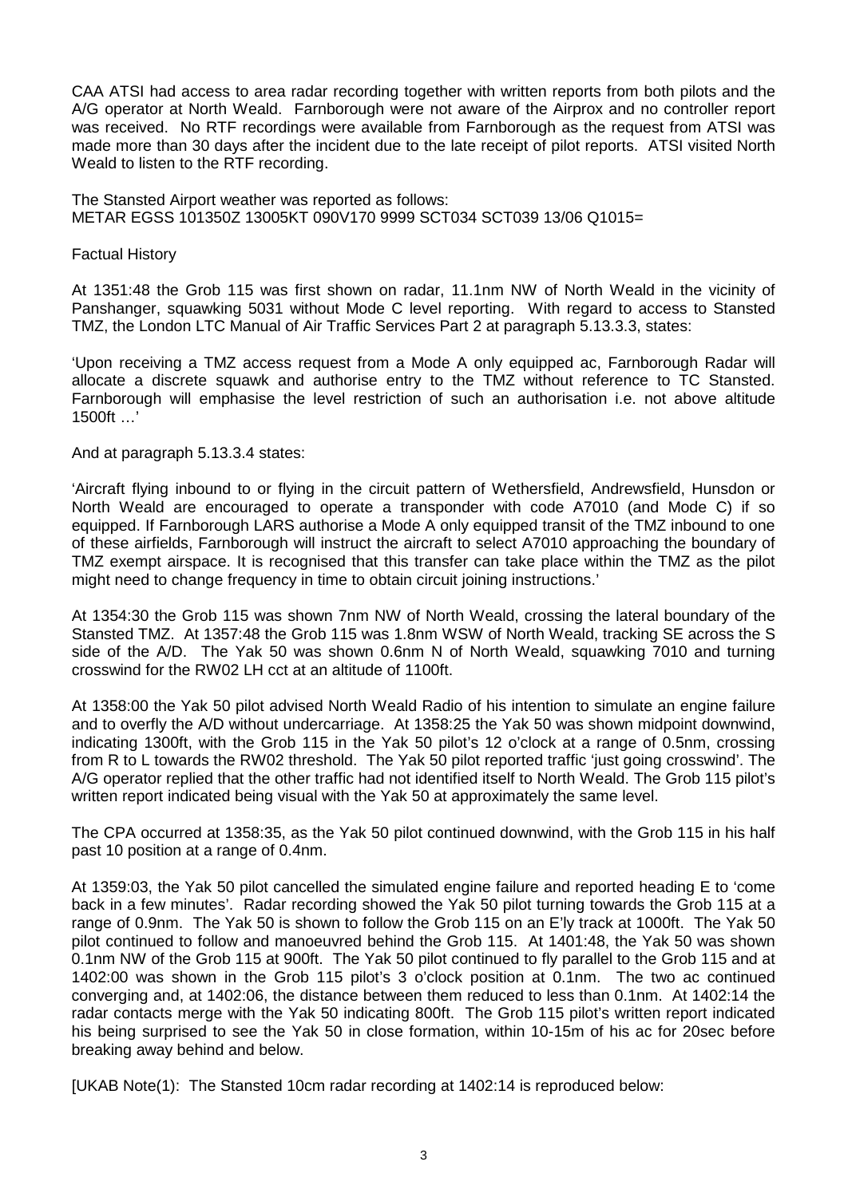CAA ATSI had access to area radar recording together with written reports from both pilots and the A/G operator at North Weald. Farnborough were not aware of the Airprox and no controller report was received. No RTF recordings were available from Farnborough as the request from ATSI was made more than 30 days after the incident due to the late receipt of pilot reports. ATSI visited North Weald to listen to the RTF recording.

The Stansted Airport weather was reported as follows:
METAR EGSS 101350Z 13005KT 090V170 9999 SCT034 SCT039 13/06 Q1015=

Factual History

At 1351:48 the Grob 115 was first shown on radar, 11.1nm NW of North Weald in the vicinity of Panshanger, squawking 5031 without Mode C level reporting. With regard to access to Stansted TMZ, the London LTC Manual of Air Traffic Services Part 2 at paragraph 5.13.3.3, states:

'Upon receiving a TMZ access request from a Mode A only equipped ac, Farnborough Radar will allocate a discrete squawk and authorise entry to the TMZ without reference to TC Stansted. Farnborough will emphasise the level restriction of such an authorisation i.e. not above altitude 1500ft …'

And at paragraph 5.13.3.4 states:

'Aircraft flying inbound to or flying in the circuit pattern of Wethersfield, Andrewsfield, Hunsdon or North Weald are encouraged to operate a transponder with code A7010 (and Mode C) if so equipped. If Farnborough LARS authorise a Mode A only equipped transit of the TMZ inbound to one of these airfields, Farnborough will instruct the aircraft to select A7010 approaching the boundary of TMZ exempt airspace. It is recognised that this transfer can take place within the TMZ as the pilot might need to change frequency in time to obtain circuit joining instructions.'

At 1354:30 the Grob 115 was shown 7nm NW of North Weald, crossing the lateral boundary of the Stansted TMZ. At 1357:48 the Grob 115 was 1.8nm WSW of North Weald, tracking SE across the S side of the A/D. The Yak 50 was shown 0.6nm N of North Weald, squawking 7010 and turning crosswind for the RW02 LH cct at an altitude of 1100ft.

At 1358:00 the Yak 50 pilot advised North Weald Radio of his intention to simulate an engine failure and to overfly the A/D without undercarriage. At 1358:25 the Yak 50 was shown midpoint downwind, indicating 1300ft, with the Grob 115 in the Yak 50 pilot's 12 o'clock at a range of 0.5nm, crossing from R to L towards the RW02 threshold. The Yak 50 pilot reported traffic 'just going crosswind'. The A/G operator replied that the other traffic had not identified itself to North Weald. The Grob 115 pilot's written report indicated being visual with the Yak 50 at approximately the same level.

The CPA occurred at 1358:35, as the Yak 50 pilot continued downwind, with the Grob 115 in his half past 10 position at a range of 0.4nm.

At 1359:03, the Yak 50 pilot cancelled the simulated engine failure and reported heading E to 'come back in a few minutes'. Radar recording showed the Yak 50 pilot turning towards the Grob 115 at a range of 0.9nm. The Yak 50 is shown to follow the Grob 115 on an E'ly track at 1000ft. The Yak 50 pilot continued to follow and manoeuvred behind the Grob 115. At 1401:48, the Yak 50 was shown 0.1nm NW of the Grob 115 at 900ft. The Yak 50 pilot continued to fly parallel to the Grob 115 and at 1402:00 was shown in the Grob 115 pilot's 3 o'clock position at 0.1nm. The two ac continued converging and, at 1402:06, the distance between them reduced to less than 0.1nm. At 1402:14 the radar contacts merge with the Yak 50 indicating 800ft. The Grob 115 pilot's written report indicated his being surprised to see the Yak 50 in close formation, within 10-15m of his ac for 20sec before breaking away behind and below.

[UKAB Note(1): The Stansted 10cm radar recording at 1402:14 is reproduced below: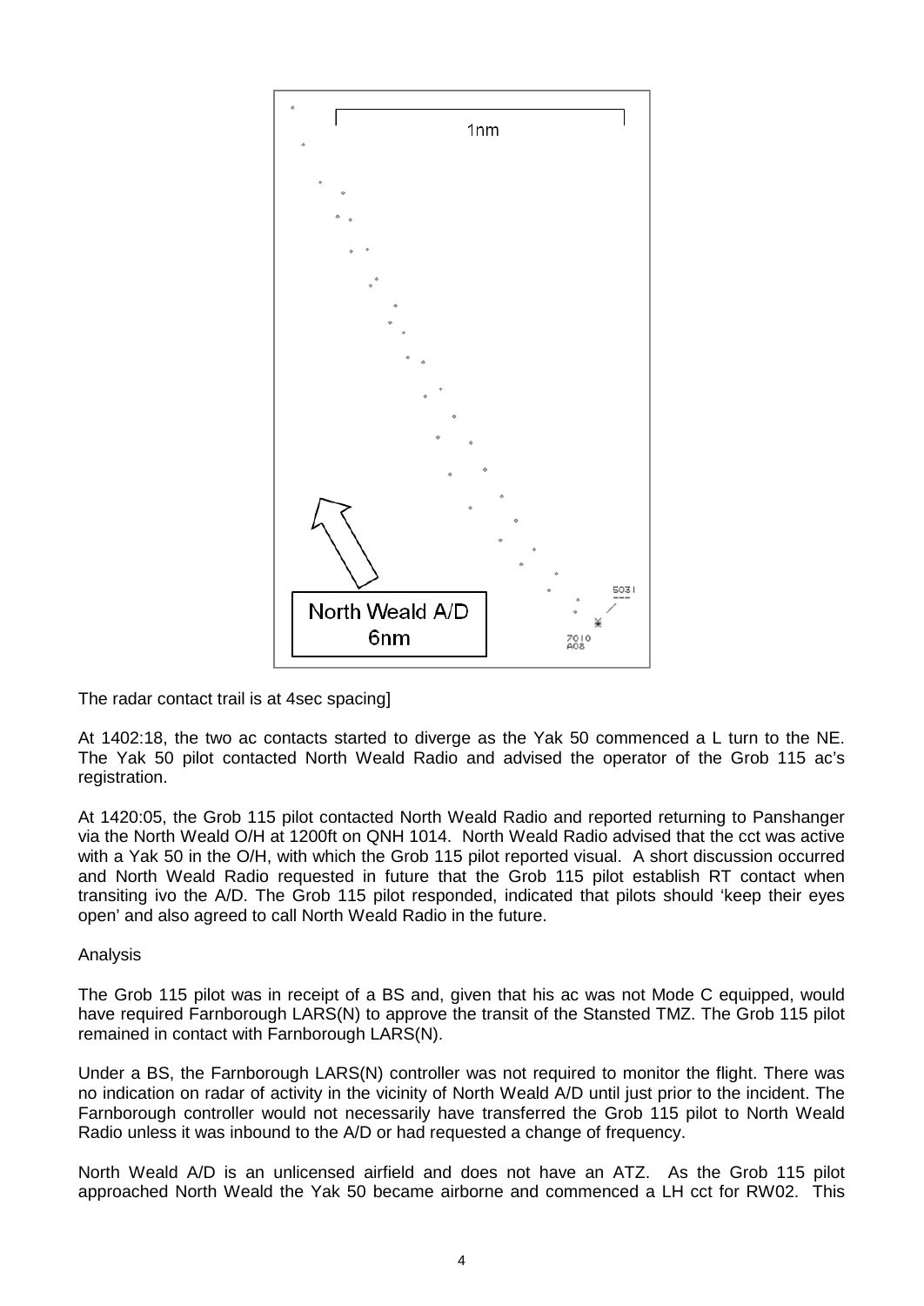The radar contact trail is at 4sec spacing]

At 1402:18, the two ac contacts started to diverge as the Yak 50 commenced a L turn to the NE. The Yak 50 pilot contacted North Weald Radio and advised the operator of the Grob 115 ac's registration.

At 1420:05, the Grob 115 pilot contacted North Weald Radio and reported returning to Panshanger via the North Weald O/H at 1200ft on QNH 1014. North Weald Radio advised that the cct was active with a Yak 50 in the O/H, with which the Grob 115 pilot reported visual. A short discussion occurred and North Weald Radio requested in future that the Grob 115 pilot establish RT contact when transiting ivo the A/D. The Grob 115 pilot responded, indicated that pilots should 'keep their eyes open' and also agreed to call North Weald Radio in the future.

Analysis

The Grob 115 pilot was in receipt of a BS and, given that his ac was not Mode C equipped, would have required Farnborough LARS(N) to approve the transit of the Stansted TMZ. The Grob 115 pilot remained in contact with Farnborough LARS(N).

Under a BS, the Farnborough LARS(N) controller was not required to monitor the flight. There was no indication on radar of activity in the vicinity of North Weald A/D until just prior to the incident. The Farnborough controller would not necessarily have transferred the Grob 115 pilot to North Weald Radio unless it was inbound to the A/D or had requested a change of frequency.

North Weald A/D is an unlicensed airfield and does not have an ATZ. As the Grob 115 pilot approached North Weald the Yak 50 became airborne and commenced a LH cct for RW02. This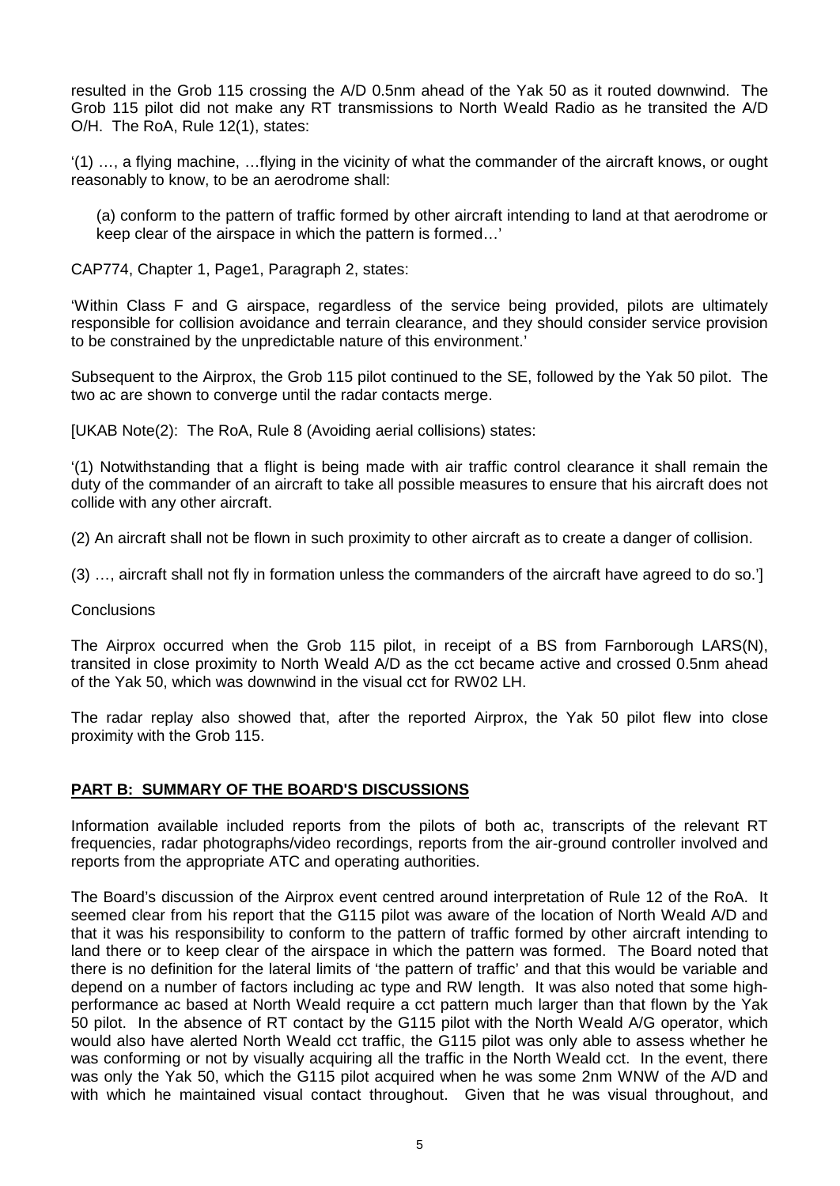resulted in the Grob 115 crossing the A/D 0.5nm ahead of the Yak 50 as it routed downwind. The Grob 115 pilot did not make any RT transmissions to North Weald Radio as he transited the A/D O/H. The RoA, Rule 12(1), states:

'(1) …, a flying machine, …flying in the vicinity of what the commander of the aircraft knows, or ought reasonably to know, to be an aerodrome shall:

(a) conform to the pattern of traffic formed by other aircraft intending to land at that aerodrome or keep clear of the airspace in which the pattern is formed…'

CAP774, Chapter 1, Page1, Paragraph 2, states:

'Within Class F and G airspace, regardless of the service being provided, pilots are ultimately responsible for collision avoidance and terrain clearance, and they should consider service provision to be constrained by the unpredictable nature of this environment.'

Subsequent to the Airprox, the Grob 115 pilot continued to the SE, followed by the Yak 50 pilot. The two ac are shown to converge until the radar contacts merge.

[UKAB Note(2): The RoA, Rule 8 (Avoiding aerial collisions) states:

'(1) Notwithstanding that a flight is being made with air traffic control clearance it shall remain the duty of the commander of an aircraft to take all possible measures to ensure that his aircraft does not collide with any other aircraft.

(2) An aircraft shall not be flown in such proximity to other aircraft as to create a danger of collision.

(3) …, aircraft shall not fly in formation unless the commanders of the aircraft have agreed to do so.']

Conclusions

The Airprox occurred when the Grob 115 pilot, in receipt of a BS from Farnborough LARS(N), transited in close proximity to North Weald A/D as the cct became active and crossed 0.5nm ahead of the Yak 50, which was downwind in the visual cct for RW02 LH.

The radar replay also showed that, after the reported Airprox, the Yak 50 pilot flew into close proximity with the Grob 115.

## PART B: SUMMARY OF THE BOARD'S DISCUSSIONS

Information available included reports from the pilots of both ac, transcripts of the relevant RT frequencies, radar photographs/video recordings, reports from the air-ground controller involved and reports from the appropriate ATC and operating authorities.

The Board's discussion of the Airprox event centred around interpretation of Rule 12 of the RoA. It seemed clear from his report that the G115 pilot was aware of the location of North Weald A/D and that it was his responsibility to conform to the pattern of traffic formed by other aircraft intending to land there or to keep clear of the airspace in which the pattern was formed. The Board noted that there is no definition for the lateral limits of 'the pattern of traffic' and that this would be variable and depend on a number of factors including ac type and RW length. It was also noted that some high-performance ac based at North Weald require a cct pattern much larger than that flown by the Yak 50 pilot. In the absence of RT contact by the G115 pilot with the North Weald A/G operator, which would also have alerted North Weald cct traffic, the G115 pilot was only able to assess whether he was conforming or not by visually acquiring all the traffic in the North Weald cct. In the event, there was only the Yak 50, which the G115 pilot acquired when he was some 2nm WNW of the A/D and with which he maintained visual contact throughout. Given that he was visual throughout, and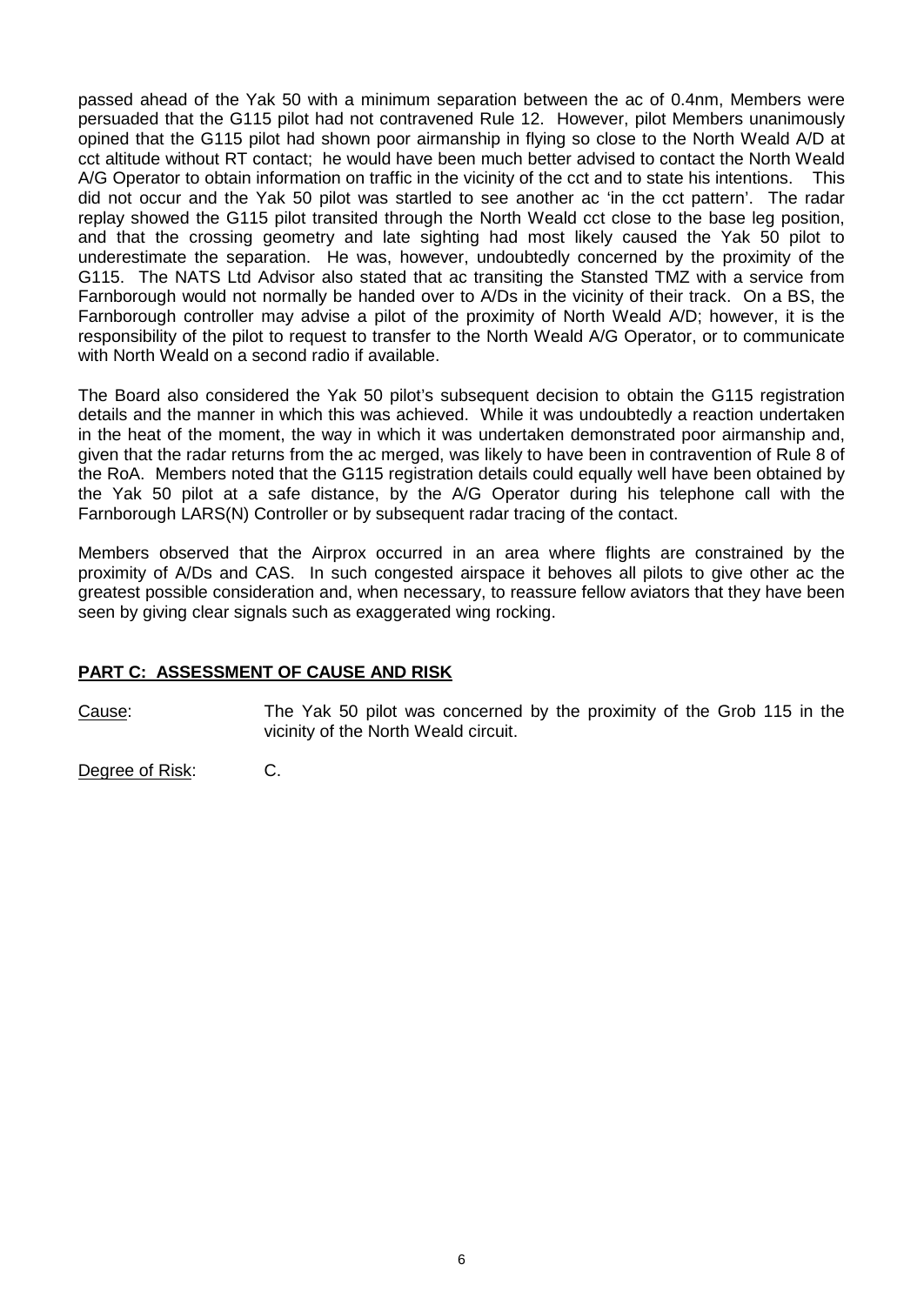passed ahead of the Yak 50 with a minimum separation between the ac of 0.4nm, Members were persuaded that the G115 pilot had not contravened Rule 12. However, pilot Members unanimously opined that the G115 pilot had shown poor airmanship in flying so close to the North Weald A/D at cct altitude without RT contact; he would have been much better advised to contact the North Weald A/G Operator to obtain information on traffic in the vicinity of the cct and to state his intentions. This did not occur and the Yak 50 pilot was startled to see another ac 'in the cct pattern'. The radar replay showed the G115 pilot transited through the North Weald cct close to the base leg position, and that the crossing geometry and late sighting had most likely caused the Yak 50 pilot to underestimate the separation. He was, however, undoubtedly concerned by the proximity of the G115. The NATS Ltd Advisor also stated that ac transiting the Stansted TMZ with a service from Farnborough would not normally be handed over to A/Ds in the vicinity of their track. On a BS, the Farnborough controller may advise a pilot of the proximity of North Weald A/D; however, it is the responsibility of the pilot to request to transfer to the North Weald A/G Operator, or to communicate with North Weald on a second radio if available.

The Board also considered the Yak 50 pilot's subsequent decision to obtain the G115 registration details and the manner in which this was achieved. While it was undoubtedly a reaction undertaken in the heat of the moment, the way in which it was undertaken demonstrated poor airmanship and, given that the radar returns from the ac merged, was likely to have been in contravention of Rule 8 of the RoA. Members noted that the G115 registration details could equally well have been obtained by the Yak 50 pilot at a safe distance, by the A/G Operator during his telephone call with the Farnborough LARS(N) Controller or by subsequent radar tracing of the contact.

Members observed that the Airprox occurred in an area where flights are constrained by the proximity of A/Ds and CAS. In such congested airspace it behoves all pilots to give other ac the greatest possible consideration and, when necessary, to reassure fellow aviators that they have been seen by giving clear signals such as exaggerated wing rocking.

## PART C: ASSESSMENT OF CAUSE AND RISK

Cause: The Yak 50 pilot was concerned by the proximity of the Grob 115 in the vicinity of the North Weald circuit.

Degree of Risk: C.